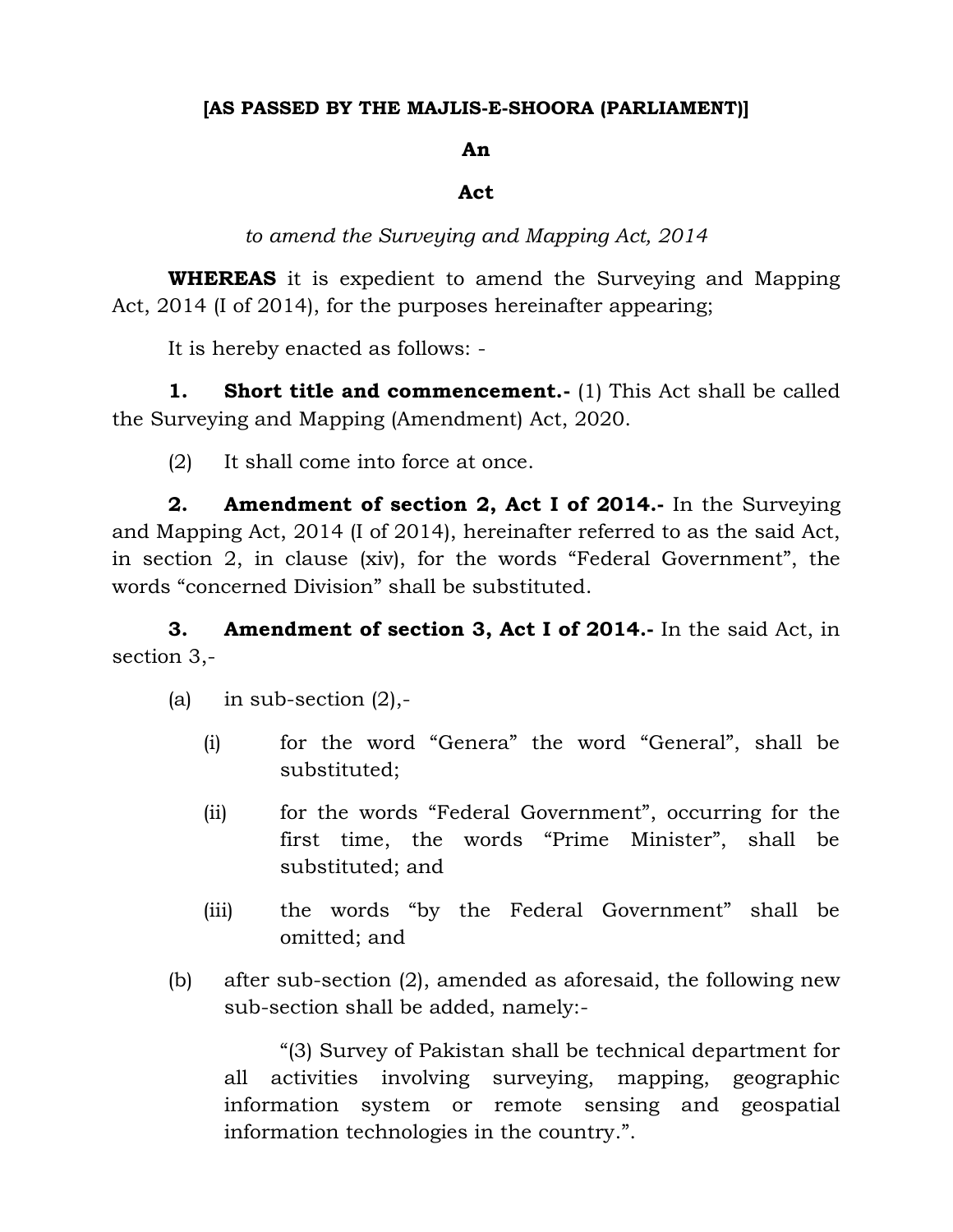**[AS PASSED BY THE MAJLIS-E-SHOORA (PARLIAMENT)]**

**An**

**Act**

*to amend the Surveying and Mapping Act, 2014*

**WHEREAS** it is expedient to amend the Surveying and Mapping Act, 2014 (I of 2014), for the purposes hereinafter appearing;

It is hereby enacted as follows: -

**1. Short title and commencement.-** (1) This Act shall be called the Surveying and Mapping (Amendment) Act, 2020.

(2) It shall come into force at once.

**2. Amendment of section 2, Act I of 2014.-** In the Surveying and Mapping Act, 2014 (I of 2014), hereinafter referred to as the said Act, in section 2, in clause (xiv), for the words "Federal Government", the words "concerned Division" shall be substituted.

**3. Amendment of section 3, Act I of 2014.-** In the said Act, in section 3,-

(a) in sub-section (2),-

(i) for the word "Genera" the word "General", shall be substituted;

(ii) for the words "Federal Government", occurring for the first time, the words "Prime Minister", shall be substituted; and

(iii) the words "by the Federal Government" shall be omitted; and

(b) after sub-section (2), amended as aforesaid, the following new sub-section shall be added, namely:-

"(3) Survey of Pakistan shall be technical department for all activities involving surveying, mapping, geographic information system or remote sensing and geospatial information technologies in the country.".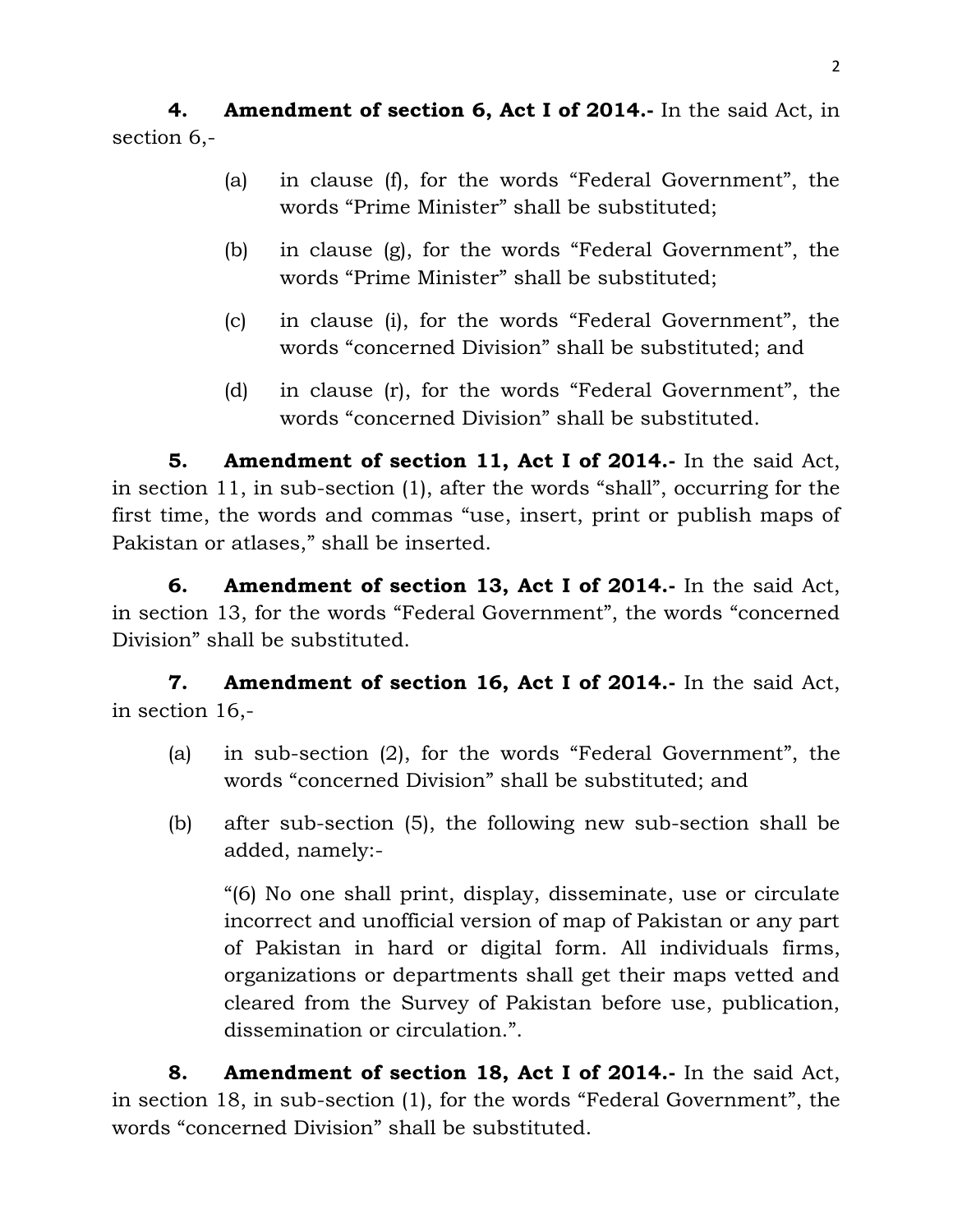**4. Amendment of section 6, Act I of 2014.-** In the said Act, in section 6,-

(a) in clause (f), for the words “Federal Government”, the words “Prime Minister” shall be substituted;

(b) in clause (g), for the words “Federal Government”, the words “Prime Minister” shall be substituted;

(c) in clause (i), for the words “Federal Government”, the words “concerned Division” shall be substituted; and

(d) in clause (r), for the words “Federal Government”, the words “concerned Division” shall be substituted.

**5. Amendment of section 11, Act I of 2014.-** In the said Act, in section 11, in sub-section (1), after the words “shall”, occurring for the first time, the words and commas “use, insert, print or publish maps of Pakistan or atlases,” shall be inserted.

**6. Amendment of section 13, Act I of 2014.-** In the said Act, in section 13, for the words “Federal Government”, the words “concerned Division” shall be substituted.

**7. Amendment of section 16, Act I of 2014.-** In the said Act, in section 16,-

(a) in sub-section (2), for the words “Federal Government”, the words “concerned Division” shall be substituted; and

(b) after sub-section (5), the following new sub-section shall be added, namely:-

“(6) No one shall print, display, disseminate, use or circulate incorrect and unofficial version of map of Pakistan or any part of Pakistan in hard or digital form. All individuals firms, organizations or departments shall get their maps vetted and cleared from the Survey of Pakistan before use, publication, dissemination or circulation.”.

**8. Amendment of section 18, Act I of 2014.-** In the said Act, in section 18, in sub-section (1), for the words “Federal Government”, the words “concerned Division” shall be substituted.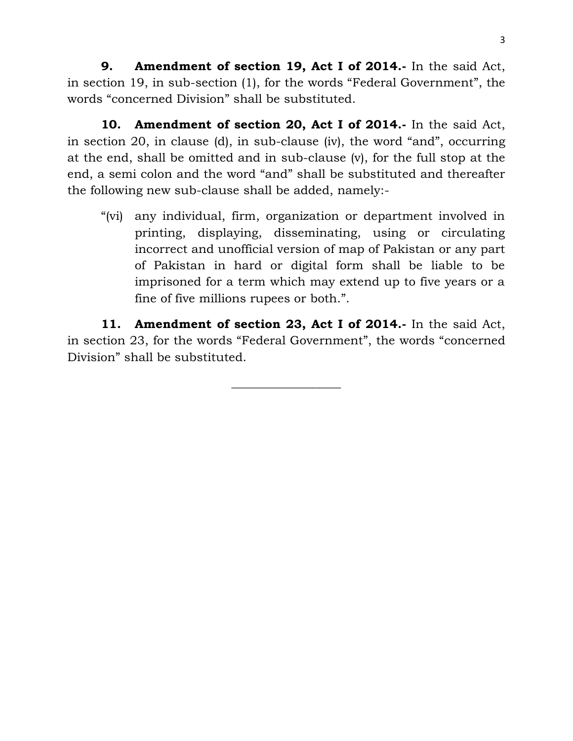**9. Amendment of section 19, Act I of 2014.-** In the said Act, in section 19, in sub-section (1), for the words "Federal Government", the words "concerned Division" shall be substituted.

**10. Amendment of section 20, Act I of 2014.-** In the said Act, in section 20, in clause (d), in sub-clause (iv), the word "and", occurring at the end, shall be omitted and in sub-clause (v), for the full stop at the end, a semi colon and the word "and" shall be substituted and thereafter the following new sub-clause shall be added, namely:-

> "(vi) any individual, firm, organization or department involved in printing, displaying, disseminating, using or circulating incorrect and unofficial version of map of Pakistan or any part of Pakistan in hard or digital form shall be liable to be imprisoned for a term which may extend up to five years or a fine of five millions rupees or both.".

**11. Amendment of section 23, Act I of 2014.-** In the said Act, in section 23, for the words "Federal Government", the words "concerned Division" shall be substituted.

---